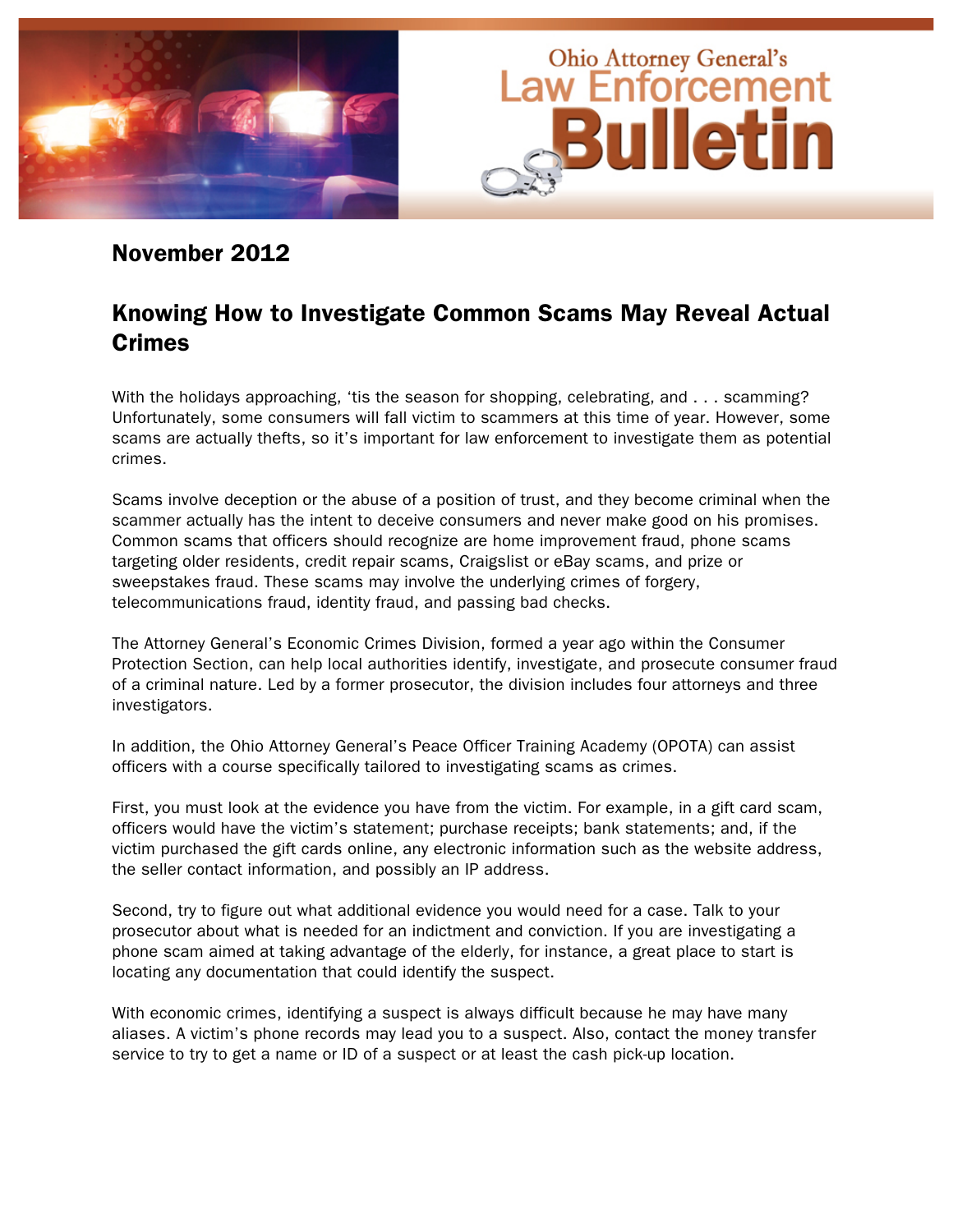# Ohio Attorney General's Law Enforcement Bulletin

## November 2012

## Knowing How to Investigate Common Scams May Reveal Actual Crimes

With the holidays approaching, 'tis the season for shopping, celebrating, and . . . scamming? Unfortunately, some consumers will fall victim to scammers at this time of year. However, some scams are actually thefts, so it's important for law enforcement to investigate them as potential crimes.

Scams involve deception or the abuse of a position of trust, and they become criminal when the scammer actually has the intent to deceive consumers and never make good on his promises. Common scams that officers should recognize are home improvement fraud, phone scams targeting older residents, credit repair scams, Craigslist or eBay scams, and prize or sweepstakes fraud. These scams may involve the underlying crimes of forgery, telecommunications fraud, identity fraud, and passing bad checks.

The Attorney General's Economic Crimes Division, formed a year ago within the Consumer Protection Section, can help local authorities identify, investigate, and prosecute consumer fraud of a criminal nature. Led by a former prosecutor, the division includes four attorneys and three investigators.

In addition, the Ohio Attorney General's Peace Officer Training Academy (OPOTA) can assist officers with a course specifically tailored to investigating scams as crimes.

First, you must look at the evidence you have from the victim. For example, in a gift card scam, officers would have the victim's statement; purchase receipts; bank statements; and, if the victim purchased the gift cards online, any electronic information such as the website address, the seller contact information, and possibly an IP address.

Second, try to figure out what additional evidence you would need for a case. Talk to your prosecutor about what is needed for an indictment and conviction. If you are investigating a phone scam aimed at taking advantage of the elderly, for instance, a great place to start is locating any documentation that could identify the suspect.

With economic crimes, identifying a suspect is always difficult because he may have many aliases. A victim's phone records may lead you to a suspect. Also, contact the money transfer service to try to get a name or ID of a suspect or at least the cash pick-up location.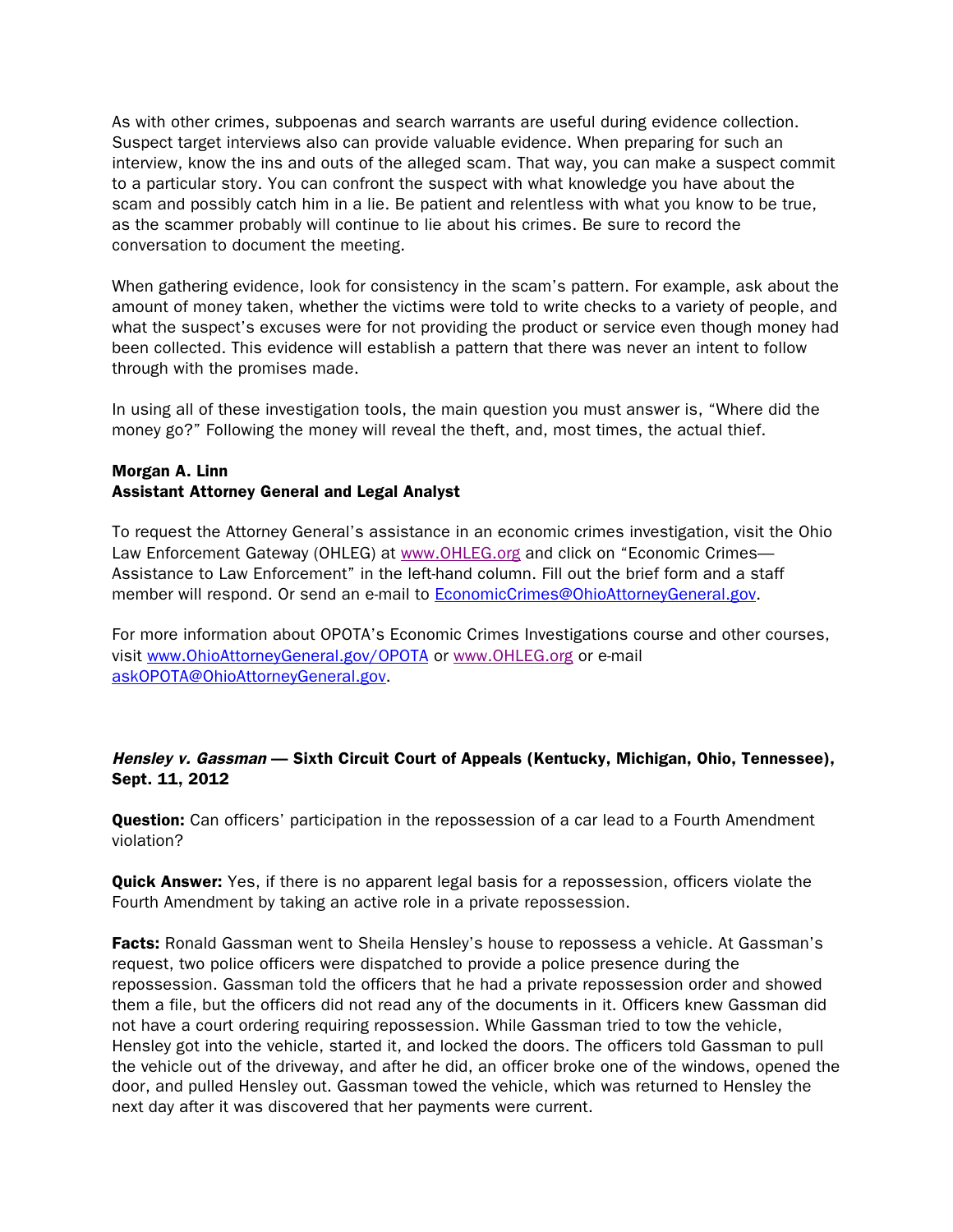As with other crimes, subpoenas and search warrants are useful during evidence collection. Suspect target interviews also can provide valuable evidence. When preparing for such an interview, know the ins and outs of the alleged scam. That way, you can make a suspect commit to a particular story. You can confront the suspect with what knowledge you have about the scam and possibly catch him in a lie. Be patient and relentless with what you know to be true, as the scammer probably will continue to lie about his crimes. Be sure to record the conversation to document the meeting.

When gathering evidence, look for consistency in the scam's pattern. For example, ask about the amount of money taken, whether the victims were told to write checks to a variety of people, and what the suspect's excuses were for not providing the product or service even though money had been collected. This evidence will establish a pattern that there was never an intent to follow through with the promises made.

In using all of these investigation tools, the main question you must answer is, "Where did the money go?" Following the money will reveal the theft, and, most times, the actual thief.

**Morgan A. Linn**
**Assistant Attorney General and Legal Analyst**

To request the Attorney General's assistance in an economic crimes investigation, visit the Ohio Law Enforcement Gateway (OHLEG) at www.OHLEG.org and click on "Economic Crimes—Assistance to Law Enforcement" in the left-hand column. Fill out the brief form and a staff member will respond. Or send an e-mail to EconomicCrimes@OhioAttorneyGeneral.gov.

For more information about OPOTA's Economic Crimes Investigations course and other courses, visit www.OhioAttorneyGeneral.gov/OPOTA or www.OHLEG.org or e-mail askOPOTA@OhioAttorneyGeneral.gov.

### *Hensley v. Gassman* — Sixth Circuit Court of Appeals (Kentucky, Michigan, Ohio, Tennessee), Sept. 11, 2012

**Question:** Can officers' participation in the repossession of a car lead to a Fourth Amendment violation?

**Quick Answer:** Yes, if there is no apparent legal basis for a repossession, officers violate the Fourth Amendment by taking an active role in a private repossession.

**Facts:** Ronald Gassman went to Sheila Hensley's house to repossess a vehicle. At Gassman's request, two police officers were dispatched to provide a police presence during the repossession. Gassman told the officers that he had a private repossession order and showed them a file, but the officers did not read any of the documents in it. Officers knew Gassman did not have a court ordering requiring repossession. While Gassman tried to tow the vehicle, Hensley got into the vehicle, started it, and locked the doors. The officers told Gassman to pull the vehicle out of the driveway, and after he did, an officer broke one of the windows, opened the door, and pulled Hensley out. Gassman towed the vehicle, which was returned to Hensley the next day after it was discovered that her payments were current.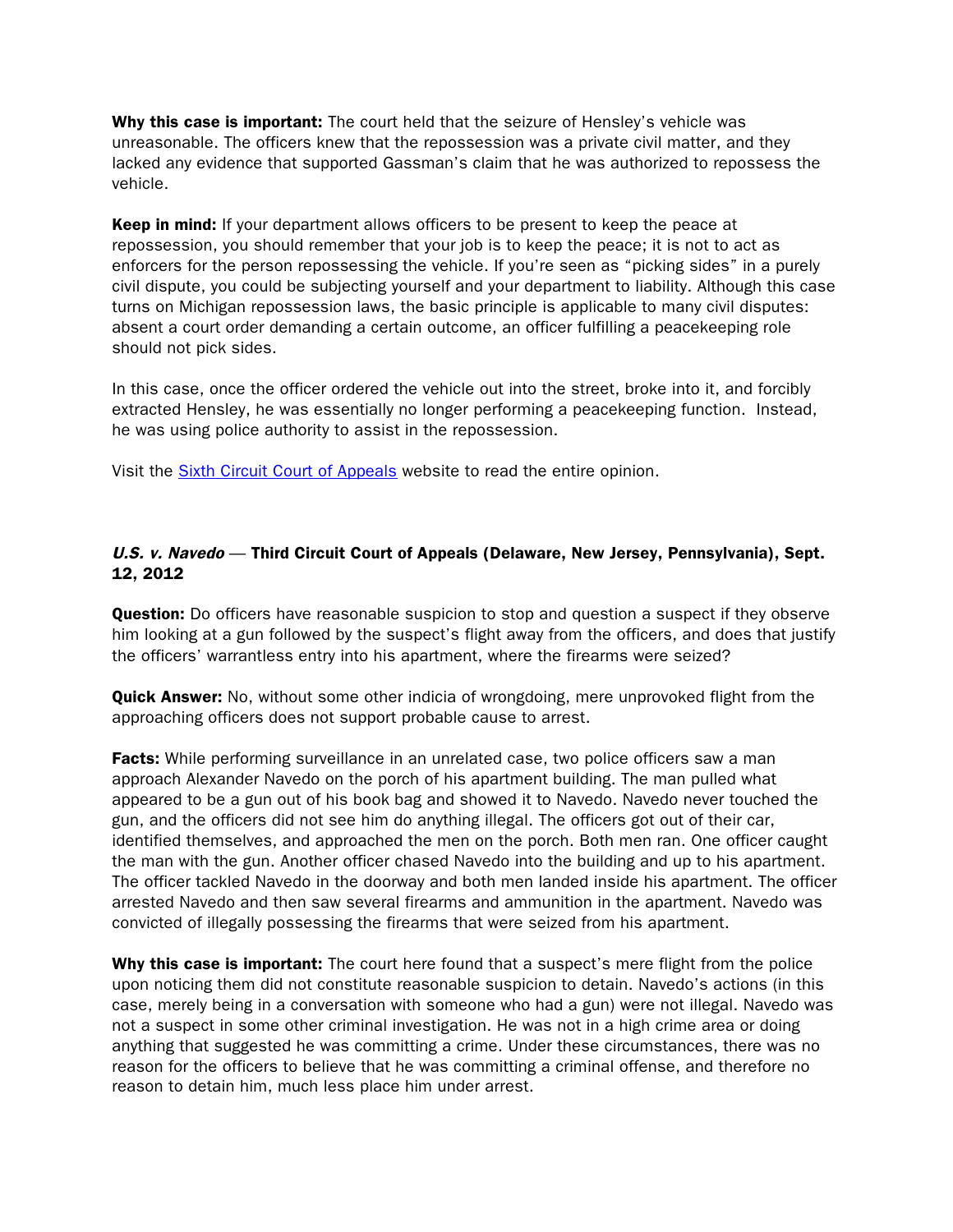**Why this case is important:** The court held that the seizure of Hensley's vehicle was unreasonable. The officers knew that the repossession was a private civil matter, and they lacked any evidence that supported Gassman's claim that he was authorized to repossess the vehicle.

**Keep in mind:** If your department allows officers to be present to keep the peace at repossession, you should remember that your job is to keep the peace; it is not to act as enforcers for the person repossessing the vehicle. If you're seen as "picking sides" in a purely civil dispute, you could be subjecting yourself and your department to liability. Although this case turns on Michigan repossession laws, the basic principle is applicable to many civil disputes: absent a court order demanding a certain outcome, an officer fulfilling a peacekeeping role should not pick sides.

In this case, once the officer ordered the vehicle out into the street, broke into it, and forcibly extracted Hensley, he was essentially no longer performing a peacekeeping function. Instead, he was using police authority to assist in the repossession.

Visit the [Sixth Circuit Court of Appeals] website to read the entire opinion.

### ***U.S. v. Navedo*** — Third Circuit Court of Appeals (Delaware, New Jersey, Pennsylvania), Sept. 12, 2012

**Question:** Do officers have reasonable suspicion to stop and question a suspect if they observe him looking at a gun followed by the suspect's flight away from the officers, and does that justify the officers' warrantless entry into his apartment, where the firearms were seized?

**Quick Answer:** No, without some other indicia of wrongdoing, mere unprovoked flight from the approaching officers does not support probable cause to arrest.

**Facts:** While performing surveillance in an unrelated case, two police officers saw a man approach Alexander Navedo on the porch of his apartment building. The man pulled what appeared to be a gun out of his book bag and showed it to Navedo. Navedo never touched the gun, and the officers did not see him do anything illegal. The officers got out of their car, identified themselves, and approached the men on the porch. Both men ran. One officer caught the man with the gun. Another officer chased Navedo into the building and up to his apartment. The officer tackled Navedo in the doorway and both men landed inside his apartment. The officer arrested Navedo and then saw several firearms and ammunition in the apartment. Navedo was convicted of illegally possessing the firearms that were seized from his apartment.

**Why this case is important:** The court here found that a suspect's mere flight from the police upon noticing them did not constitute reasonable suspicion to detain. Navedo's actions (in this case, merely being in a conversation with someone who had a gun) were not illegal. Navedo was not a suspect in some other criminal investigation. He was not in a high crime area or doing anything that suggested he was committing a crime. Under these circumstances, there was no reason for the officers to believe that he was committing a criminal offense, and therefore no reason to detain him, much less place him under arrest.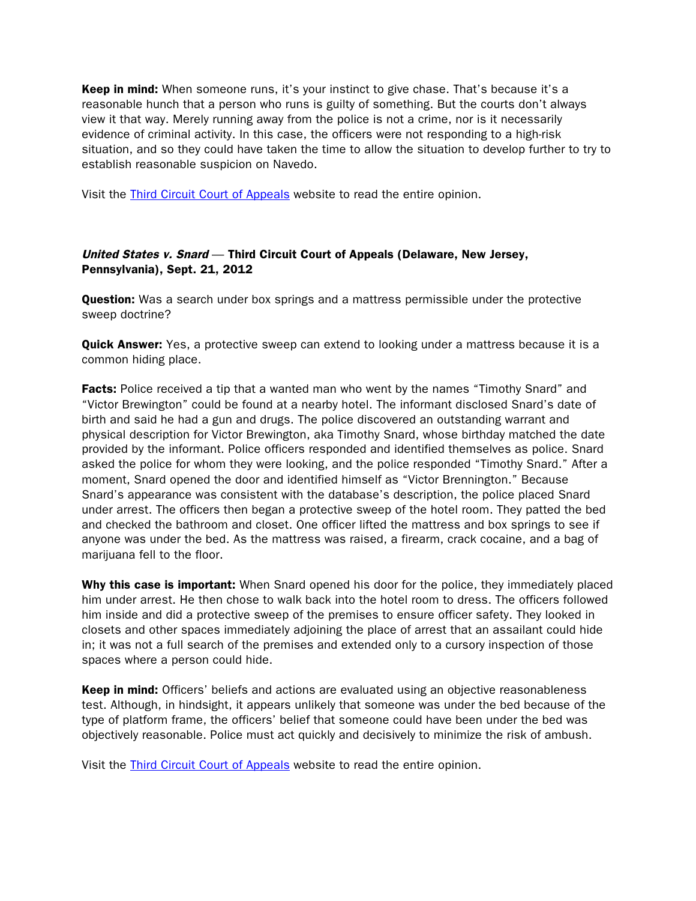**Keep in mind:** When someone runs, it's your instinct to give chase. That's because it's a reasonable hunch that a person who runs is guilty of something. But the courts don't always view it that way. Merely running away from the police is not a crime, nor is it necessarily evidence of criminal activity. In this case, the officers were not responding to a high-risk situation, and so they could have taken the time to allow the situation to develop further to try to establish reasonable suspicion on Navedo.

Visit the Third Circuit Court of Appeals website to read the entire opinion.

### *United States v. Snard* — Third Circuit Court of Appeals (Delaware, New Jersey, Pennsylvania), Sept. 21, 2012

**Question:** Was a search under box springs and a mattress permissible under the protective sweep doctrine?

**Quick Answer:** Yes, a protective sweep can extend to looking under a mattress because it is a common hiding place.

**Facts:** Police received a tip that a wanted man who went by the names "Timothy Snard" and "Victor Brewington" could be found at a nearby hotel. The informant disclosed Snard's date of birth and said he had a gun and drugs. The police discovered an outstanding warrant and physical description for Victor Brewington, aka Timothy Snard, whose birthday matched the date provided by the informant. Police officers responded and identified themselves as police. Snard asked the police for whom they were looking, and the police responded "Timothy Snard." After a moment, Snard opened the door and identified himself as "Victor Brennington." Because Snard's appearance was consistent with the database's description, the police placed Snard under arrest. The officers then began a protective sweep of the hotel room. They patted the bed and checked the bathroom and closet. One officer lifted the mattress and box springs to see if anyone was under the bed. As the mattress was raised, a firearm, crack cocaine, and a bag of marijuana fell to the floor.

**Why this case is important:** When Snard opened his door for the police, they immediately placed him under arrest. He then chose to walk back into the hotel room to dress. The officers followed him inside and did a protective sweep of the premises to ensure officer safety. They looked in closets and other spaces immediately adjoining the place of arrest that an assailant could hide in; it was not a full search of the premises and extended only to a cursory inspection of those spaces where a person could hide.

**Keep in mind:** Officers' beliefs and actions are evaluated using an objective reasonableness test. Although, in hindsight, it appears unlikely that someone was under the bed because of the type of platform frame, the officers' belief that someone could have been under the bed was objectively reasonable. Police must act quickly and decisively to minimize the risk of ambush.

Visit the Third Circuit Court of Appeals website to read the entire opinion.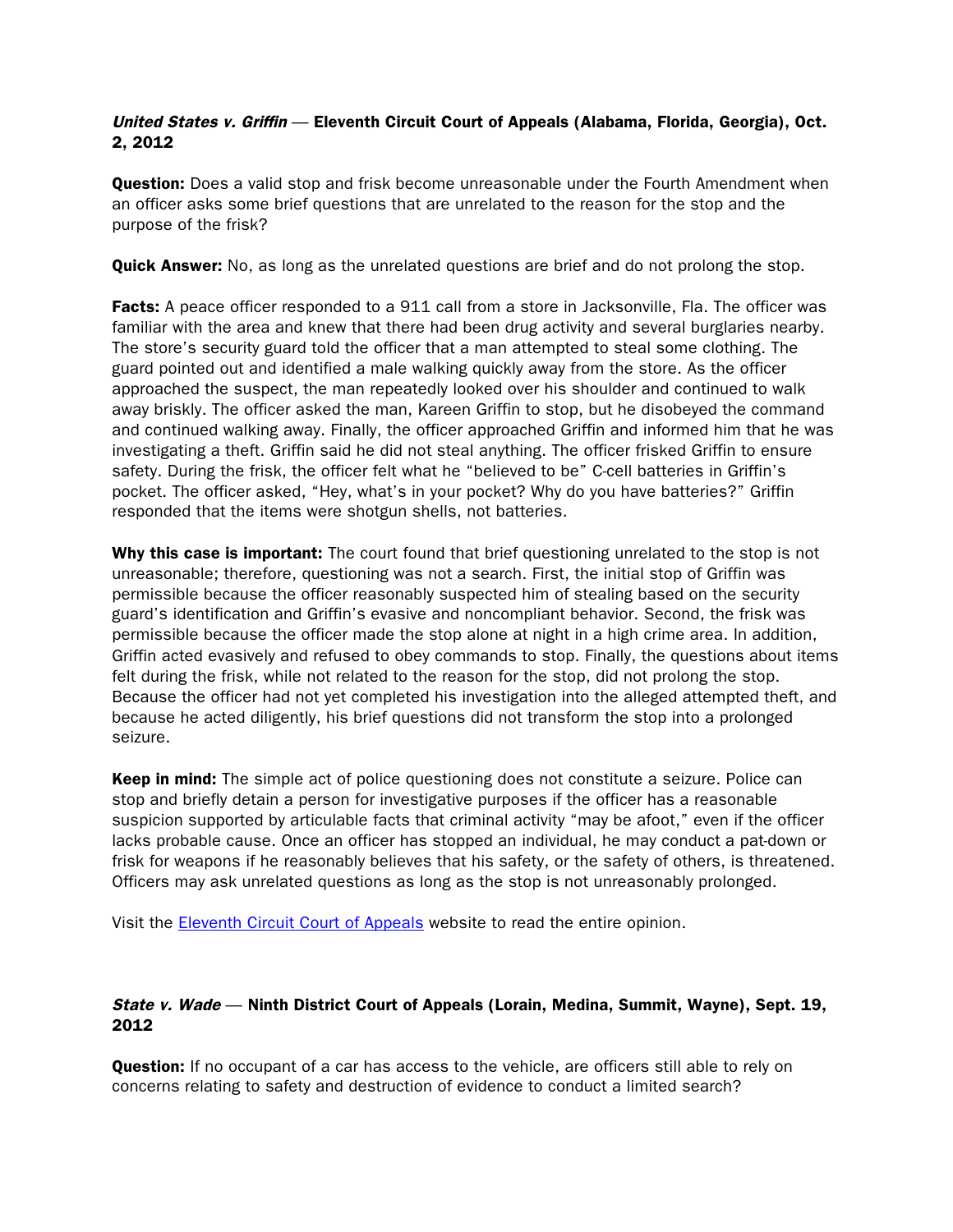***United States v. Griffin* — Eleventh Circuit Court of Appeals (Alabama, Florida, Georgia), Oct. 2, 2012**

**Question:** Does a valid stop and frisk become unreasonable under the Fourth Amendment when an officer asks some brief questions that are unrelated to the reason for the stop and the purpose of the frisk?

**Quick Answer:** No, as long as the unrelated questions are brief and do not prolong the stop.

**Facts:** A peace officer responded to a 911 call from a store in Jacksonville, Fla. The officer was familiar with the area and knew that there had been drug activity and several burglaries nearby. The store's security guard told the officer that a man attempted to steal some clothing. The guard pointed out and identified a male walking quickly away from the store. As the officer approached the suspect, the man repeatedly looked over his shoulder and continued to walk away briskly. The officer asked the man, Kareen Griffin to stop, but he disobeyed the command and continued walking away. Finally, the officer approached Griffin and informed him that he was investigating a theft. Griffin said he did not steal anything. The officer frisked Griffin to ensure safety. During the frisk, the officer felt what he "believed to be" C-cell batteries in Griffin's pocket. The officer asked, "Hey, what's in your pocket? Why do you have batteries?" Griffin responded that the items were shotgun shells, not batteries.

**Why this case is important:** The court found that brief questioning unrelated to the stop is not unreasonable; therefore, questioning was not a search. First, the initial stop of Griffin was permissible because the officer reasonably suspected him of stealing based on the security guard's identification and Griffin's evasive and noncompliant behavior. Second, the frisk was permissible because the officer made the stop alone at night in a high crime area. In addition, Griffin acted evasively and refused to obey commands to stop. Finally, the questions about items felt during the frisk, while not related to the reason for the stop, did not prolong the stop. Because the officer had not yet completed his investigation into the alleged attempted theft, and because he acted diligently, his brief questions did not transform the stop into a prolonged seizure.

**Keep in mind:** The simple act of police questioning does not constitute a seizure. Police can stop and briefly detain a person for investigative purposes if the officer has a reasonable suspicion supported by articulable facts that criminal activity "may be afoot," even if the officer lacks probable cause. Once an officer has stopped an individual, he may conduct a pat-down or frisk for weapons if he reasonably believes that his safety, or the safety of others, is threatened. Officers may ask unrelated questions as long as the stop is not unreasonably prolonged.

Visit the Eleventh Circuit Court of Appeals website to read the entire opinion.

***State v. Wade* — Ninth District Court of Appeals (Lorain, Medina, Summit, Wayne), Sept. 19, 2012**

**Question:** If no occupant of a car has access to the vehicle, are officers still able to rely on concerns relating to safety and destruction of evidence to conduct a limited search?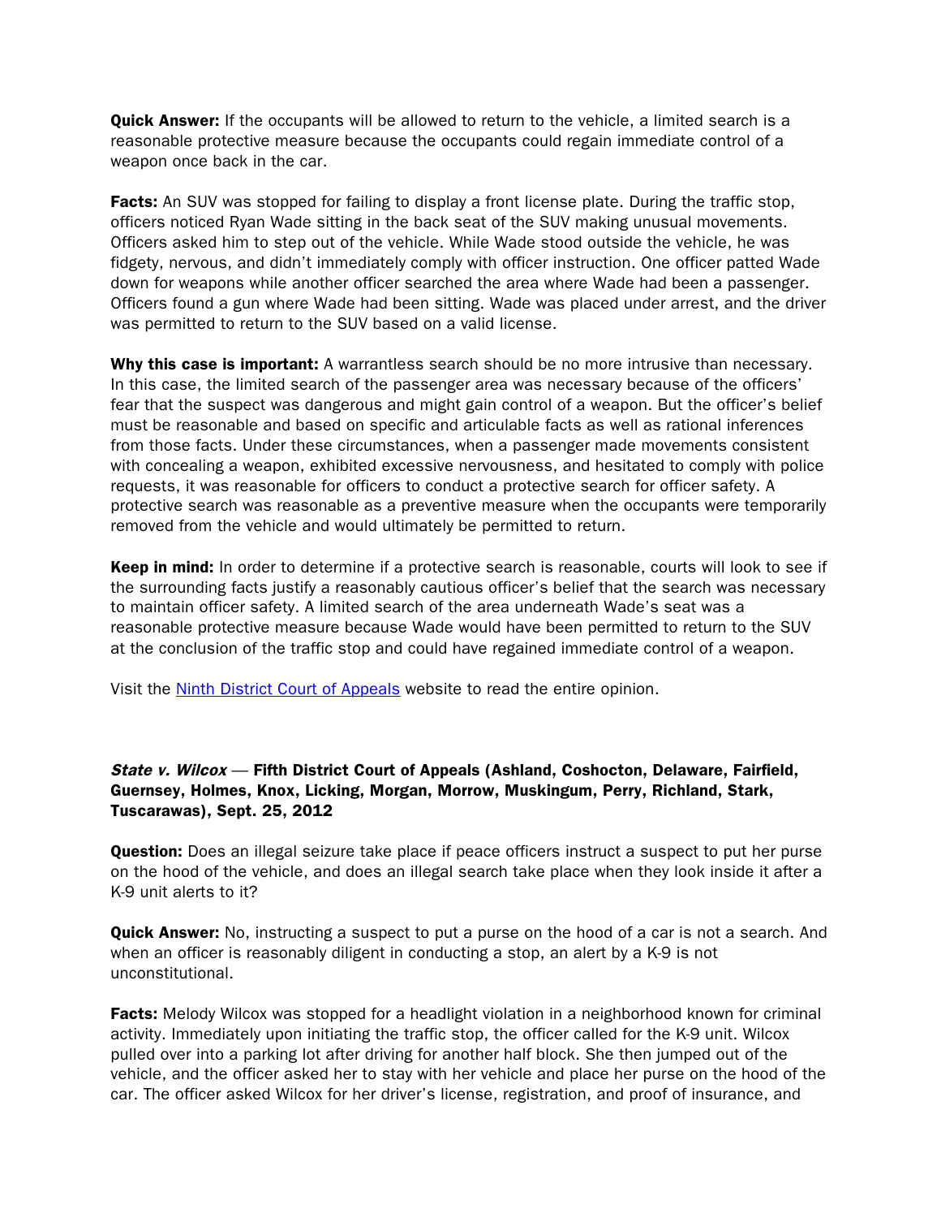**Quick Answer:** If the occupants will be allowed to return to the vehicle, a limited search is a reasonable protective measure because the occupants could regain immediate control of a weapon once back in the car.

**Facts:** An SUV was stopped for failing to display a front license plate. During the traffic stop, officers noticed Ryan Wade sitting in the back seat of the SUV making unusual movements. Officers asked him to step out of the vehicle. While Wade stood outside the vehicle, he was fidgety, nervous, and didn't immediately comply with officer instruction. One officer patted Wade down for weapons while another officer searched the area where Wade had been a passenger. Officers found a gun where Wade had been sitting. Wade was placed under arrest, and the driver was permitted to return to the SUV based on a valid license.

**Why this case is important:** A warrantless search should be no more intrusive than necessary. In this case, the limited search of the passenger area was necessary because of the officers' fear that the suspect was dangerous and might gain control of a weapon. But the officer's belief must be reasonable and based on specific and articulable facts as well as rational inferences from those facts. Under these circumstances, when a passenger made movements consistent with concealing a weapon, exhibited excessive nervousness, and hesitated to comply with police requests, it was reasonable for officers to conduct a protective search for officer safety. A protective search was reasonable as a preventive measure when the occupants were temporarily removed from the vehicle and would ultimately be permitted to return.

**Keep in mind:** In order to determine if a protective search is reasonable, courts will look to see if the surrounding facts justify a reasonably cautious officer's belief that the search was necessary to maintain officer safety. A limited search of the area underneath Wade's seat was a reasonable protective measure because Wade would have been permitted to return to the SUV at the conclusion of the traffic stop and could have regained immediate control of a weapon.

Visit the Ninth District Court of Appeals website to read the entire opinion.

### *State v. Wilcox* — Fifth District Court of Appeals (Ashland, Coshocton, Delaware, Fairfield, Guernsey, Holmes, Knox, Licking, Morgan, Morrow, Muskingum, Perry, Richland, Stark, Tuscarawas), Sept. 25, 2012

**Question:** Does an illegal seizure take place if peace officers instruct a suspect to put her purse on the hood of the vehicle, and does an illegal search take place when they look inside it after a K-9 unit alerts to it?

**Quick Answer:** No, instructing a suspect to put a purse on the hood of a car is not a search. And when an officer is reasonably diligent in conducting a stop, an alert by a K-9 is not unconstitutional.

**Facts:** Melody Wilcox was stopped for a headlight violation in a neighborhood known for criminal activity. Immediately upon initiating the traffic stop, the officer called for the K-9 unit. Wilcox pulled over into a parking lot after driving for another half block. She then jumped out of the vehicle, and the officer asked her to stay with her vehicle and place her purse on the hood of the car. The officer asked Wilcox for her driver's license, registration, and proof of insurance, and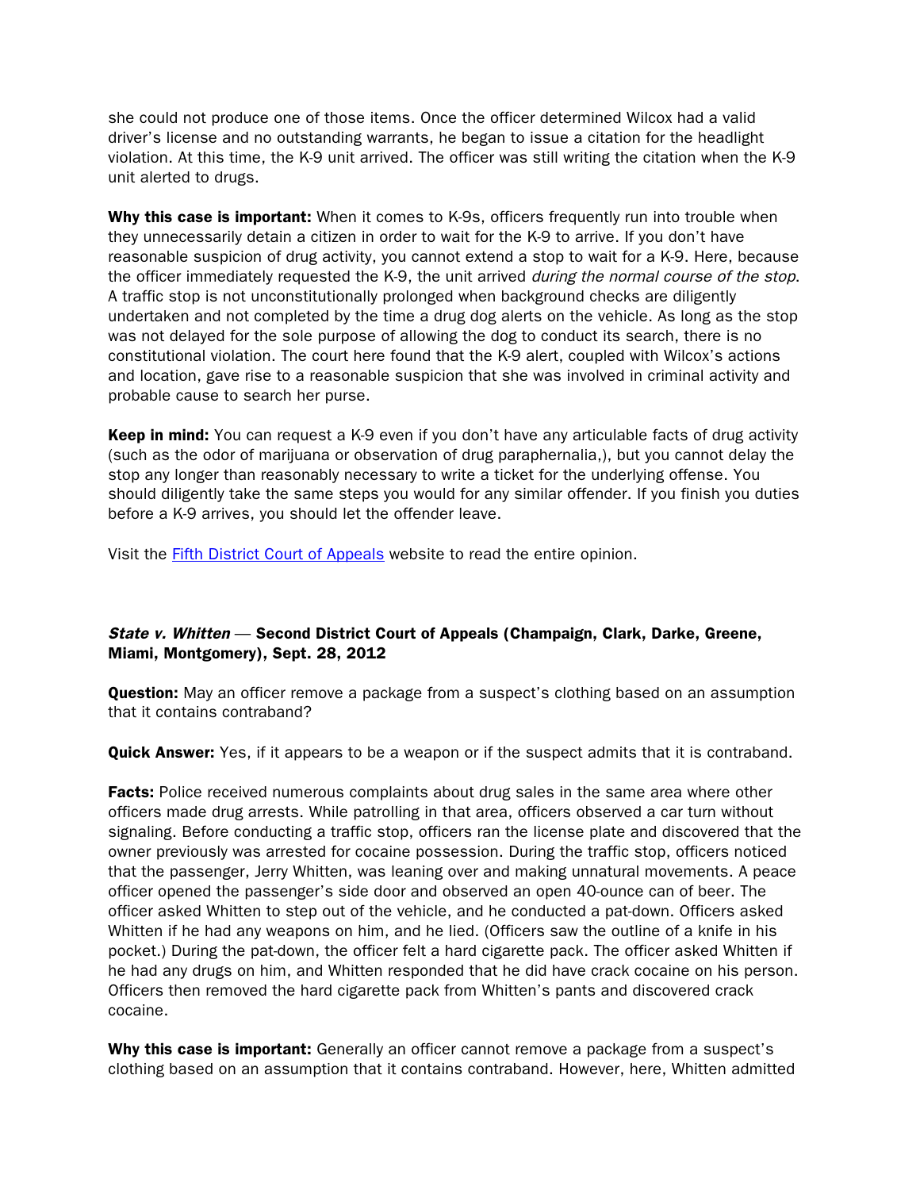she could not produce one of those items. Once the officer determined Wilcox had a valid driver's license and no outstanding warrants, he began to issue a citation for the headlight violation. At this time, the K-9 unit arrived. The officer was still writing the citation when the K-9 unit alerted to drugs.

**Why this case is important:** When it comes to K-9s, officers frequently run into trouble when they unnecessarily detain a citizen in order to wait for the K-9 to arrive. If you don't have reasonable suspicion of drug activity, you cannot extend a stop to wait for a K-9. Here, because the officer immediately requested the K-9, the unit arrived *during the normal course of the stop*. A traffic stop is not unconstitutionally prolonged when background checks are diligently undertaken and not completed by the time a drug dog alerts on the vehicle. As long as the stop was not delayed for the sole purpose of allowing the dog to conduct its search, there is no constitutional violation. The court here found that the K-9 alert, coupled with Wilcox's actions and location, gave rise to a reasonable suspicion that she was involved in criminal activity and probable cause to search her purse.

**Keep in mind:** You can request a K-9 even if you don't have any articulable facts of drug activity (such as the odor of marijuana or observation of drug paraphernalia,), but you cannot delay the stop any longer than reasonably necessary to write a ticket for the underlying offense. You should diligently take the same steps you would for any similar offender. If you finish you duties before a K-9 arrives, you should let the offender leave.

Visit the Fifth District Court of Appeals website to read the entire opinion.

### *State v. Whitten* — Second District Court of Appeals (Champaign, Clark, Darke, Greene, Miami, Montgomery), Sept. 28, 2012

**Question:** May an officer remove a package from a suspect's clothing based on an assumption that it contains contraband?

**Quick Answer:** Yes, if it appears to be a weapon or if the suspect admits that it is contraband.

**Facts:** Police received numerous complaints about drug sales in the same area where other officers made drug arrests. While patrolling in that area, officers observed a car turn without signaling. Before conducting a traffic stop, officers ran the license plate and discovered that the owner previously was arrested for cocaine possession. During the traffic stop, officers noticed that the passenger, Jerry Whitten, was leaning over and making unnatural movements. A peace officer opened the passenger's side door and observed an open 40-ounce can of beer. The officer asked Whitten to step out of the vehicle, and he conducted a pat-down. Officers asked Whitten if he had any weapons on him, and he lied. (Officers saw the outline of a knife in his pocket.) During the pat-down, the officer felt a hard cigarette pack. The officer asked Whitten if he had any drugs on him, and Whitten responded that he did have crack cocaine on his person. Officers then removed the hard cigarette pack from Whitten's pants and discovered crack cocaine.

**Why this case is important:** Generally an officer cannot remove a package from a suspect's clothing based on an assumption that it contains contraband. However, here, Whitten admitted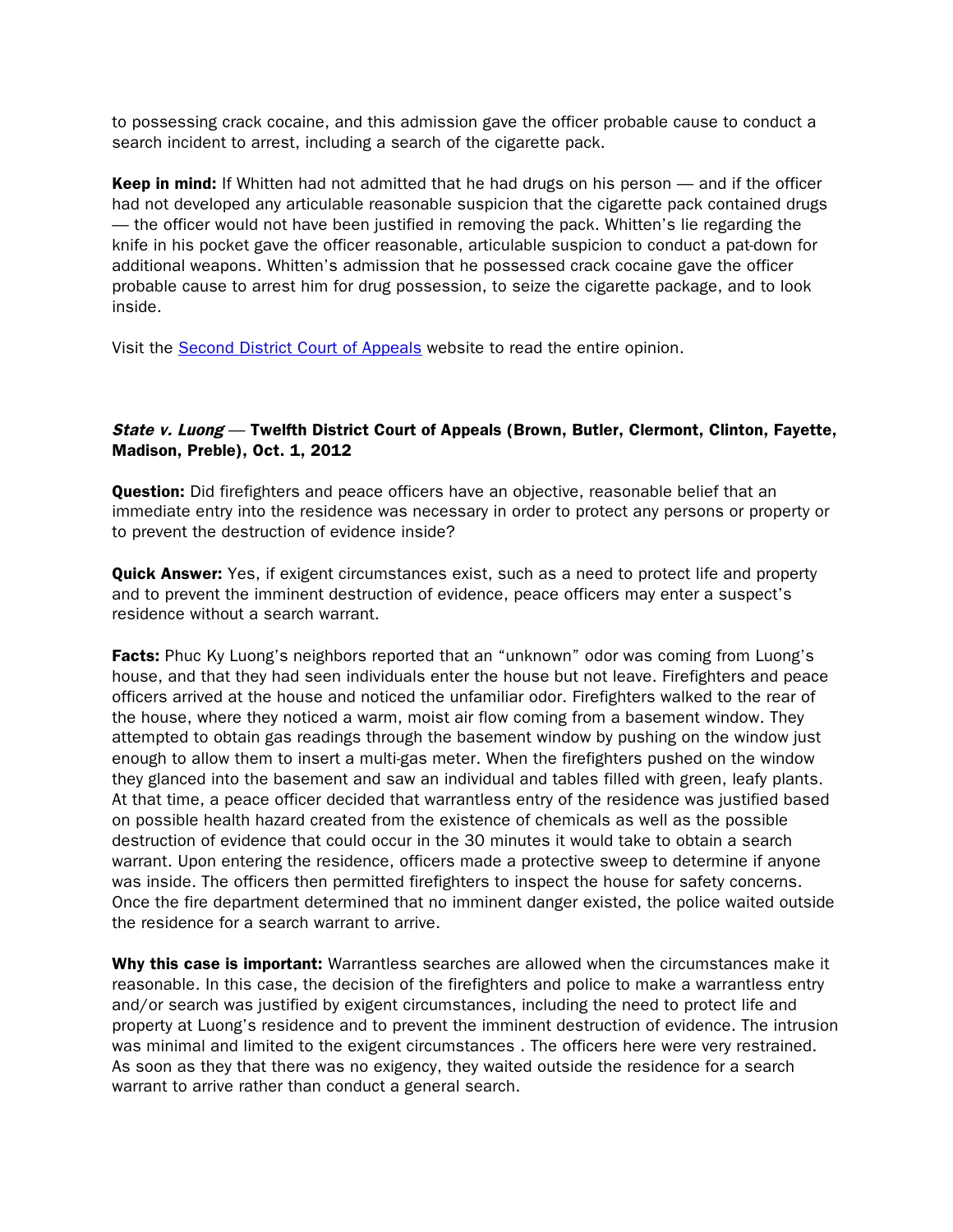to possessing crack cocaine, and this admission gave the officer probable cause to conduct a search incident to arrest, including a search of the cigarette pack.

**Keep in mind:** If Whitten had not admitted that he had drugs on his person — and if the officer had not developed any articulable reasonable suspicion that the cigarette pack contained drugs — the officer would not have been justified in removing the pack. Whitten's lie regarding the knife in his pocket gave the officer reasonable, articulable suspicion to conduct a pat-down for additional weapons. Whitten's admission that he possessed crack cocaine gave the officer probable cause to arrest him for drug possession, to seize the cigarette package, and to look inside.

Visit the [Second District Court of Appeals] website to read the entire opinion.

### ***State v. Luong*** — Twelfth District Court of Appeals (Brown, Butler, Clermont, Clinton, Fayette, Madison, Preble), Oct. 1, 2012

**Question:** Did firefighters and peace officers have an objective, reasonable belief that an immediate entry into the residence was necessary in order to protect any persons or property or to prevent the destruction of evidence inside?

**Quick Answer:** Yes, if exigent circumstances exist, such as a need to protect life and property and to prevent the imminent destruction of evidence, peace officers may enter a suspect's residence without a search warrant.

**Facts:** Phuc Ky Luong's neighbors reported that an "unknown" odor was coming from Luong's house, and that they had seen individuals enter the house but not leave. Firefighters and peace officers arrived at the house and noticed the unfamiliar odor. Firefighters walked to the rear of the house, where they noticed a warm, moist air flow coming from a basement window. They attempted to obtain gas readings through the basement window by pushing on the window just enough to allow them to insert a multi-gas meter. When the firefighters pushed on the window they glanced into the basement and saw an individual and tables filled with green, leafy plants. At that time, a peace officer decided that warrantless entry of the residence was justified based on possible health hazard created from the existence of chemicals as well as the possible destruction of evidence that could occur in the 30 minutes it would take to obtain a search warrant. Upon entering the residence, officers made a protective sweep to determine if anyone was inside. The officers then permitted firefighters to inspect the house for safety concerns. Once the fire department determined that no imminent danger existed, the police waited outside the residence for a search warrant to arrive.

**Why this case is important:** Warrantless searches are allowed when the circumstances make it reasonable. In this case, the decision of the firefighters and police to make a warrantless entry and/or search was justified by exigent circumstances, including the need to protect life and property at Luong's residence and to prevent the imminent destruction of evidence. The intrusion was minimal and limited to the exigent circumstances . The officers here were very restrained. As soon as they that there was no exigency, they waited outside the residence for a search warrant to arrive rather than conduct a general search.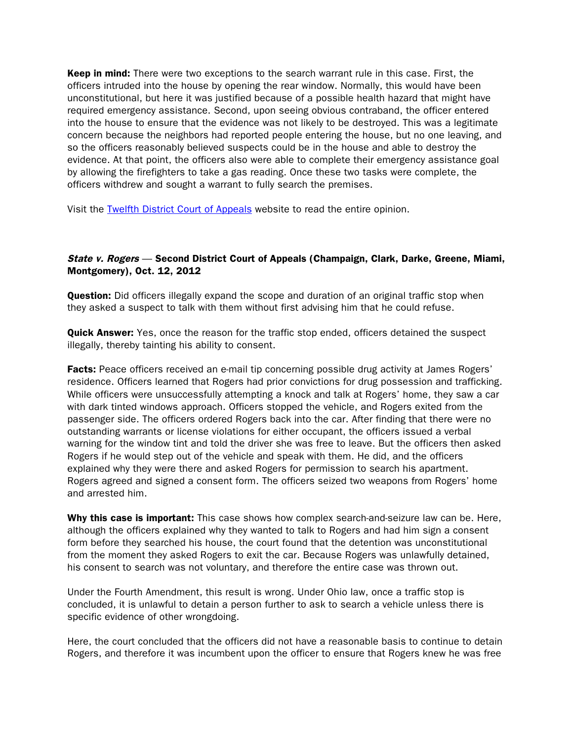**Keep in mind:** There were two exceptions to the search warrant rule in this case. First, the officers intruded into the house by opening the rear window. Normally, this would have been unconstitutional, but here it was justified because of a possible health hazard that might have required emergency assistance. Second, upon seeing obvious contraband, the officer entered into the house to ensure that the evidence was not likely to be destroyed. This was a legitimate concern because the neighbors had reported people entering the house, but no one leaving, and so the officers reasonably believed suspects could be in the house and able to destroy the evidence. At that point, the officers also were able to complete their emergency assistance goal by allowing the firefighters to take a gas reading. Once these two tasks were complete, the officers withdrew and sought a warrant to fully search the premises.

Visit the [Twelfth District Court of Appeals] website to read the entire opinion.

### *State v. Rogers* — Second District Court of Appeals (Champaign, Clark, Darke, Greene, Miami, Montgomery), Oct. 12, 2012

**Question:** Did officers illegally expand the scope and duration of an original traffic stop when they asked a suspect to talk with them without first advising him that he could refuse.

**Quick Answer:** Yes, once the reason for the traffic stop ended, officers detained the suspect illegally, thereby tainting his ability to consent.

**Facts:** Peace officers received an e-mail tip concerning possible drug activity at James Rogers' residence. Officers learned that Rogers had prior convictions for drug possession and trafficking. While officers were unsuccessfully attempting a knock and talk at Rogers' home, they saw a car with dark tinted windows approach. Officers stopped the vehicle, and Rogers exited from the passenger side. The officers ordered Rogers back into the car. After finding that there were no outstanding warrants or license violations for either occupant, the officers issued a verbal warning for the window tint and told the driver she was free to leave. But the officers then asked Rogers if he would step out of the vehicle and speak with them. He did, and the officers explained why they were there and asked Rogers for permission to search his apartment. Rogers agreed and signed a consent form. The officers seized two weapons from Rogers' home and arrested him.

**Why this case is important:** This case shows how complex search-and-seizure law can be. Here, although the officers explained why they wanted to talk to Rogers and had him sign a consent form before they searched his house, the court found that the detention was unconstitutional from the moment they asked Rogers to exit the car. Because Rogers was unlawfully detained, his consent to search was not voluntary, and therefore the entire case was thrown out.

Under the Fourth Amendment, this result is wrong. Under Ohio law, once a traffic stop is concluded, it is unlawful to detain a person further to ask to search a vehicle unless there is specific evidence of other wrongdoing.

Here, the court concluded that the officers did not have a reasonable basis to continue to detain Rogers, and therefore it was incumbent upon the officer to ensure that Rogers knew he was free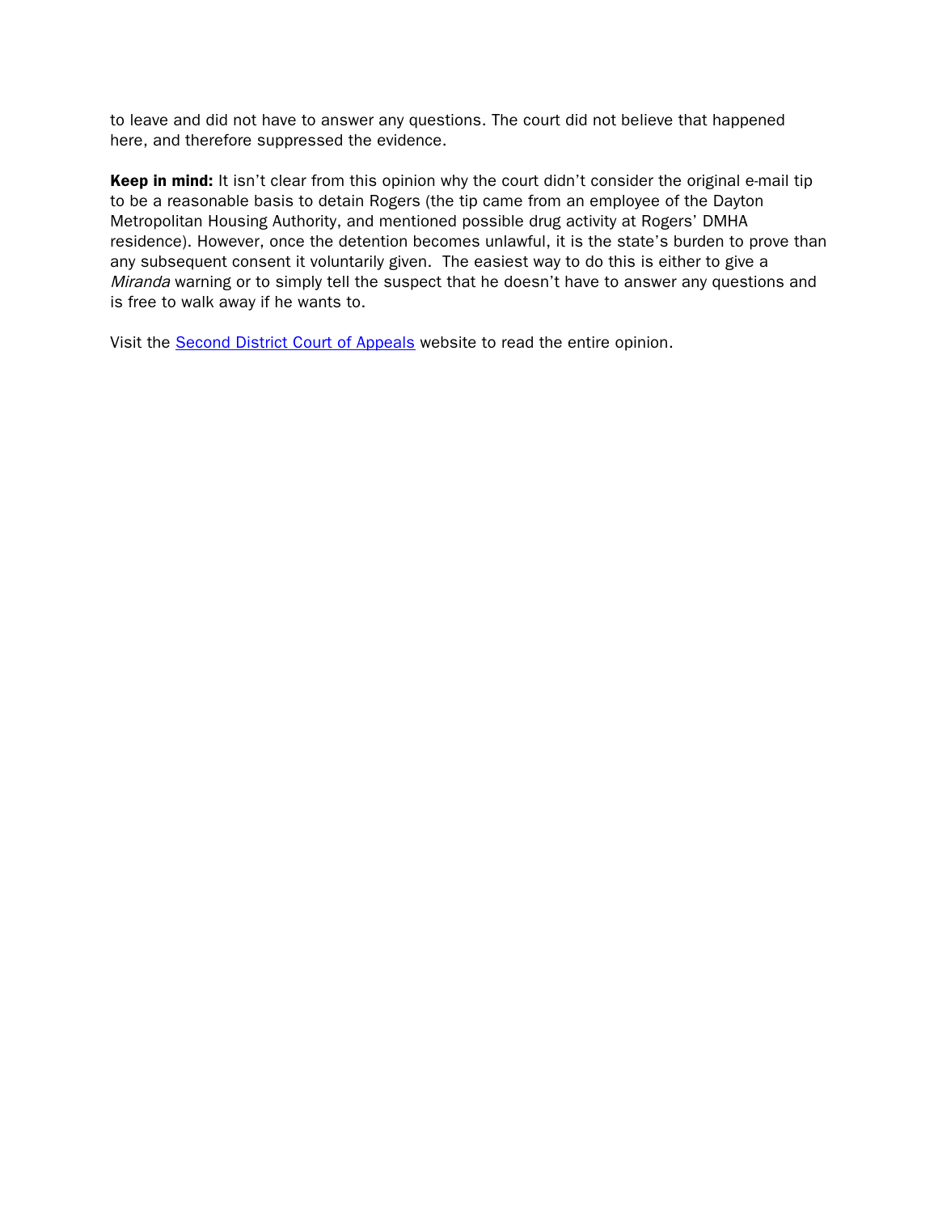to leave and did not have to answer any questions. The court did not believe that happened here, and therefore suppressed the evidence.

**Keep in mind:** It isn't clear from this opinion why the court didn't consider the original e-mail tip to be a reasonable basis to detain Rogers (the tip came from an employee of the Dayton Metropolitan Housing Authority, and mentioned possible drug activity at Rogers' DMHA residence). However, once the detention becomes unlawful, it is the state's burden to prove than any subsequent consent it voluntarily given. The easiest way to do this is either to give a *Miranda* warning or to simply tell the suspect that he doesn't have to answer any questions and is free to walk away if he wants to.

Visit the Second District Court of Appeals website to read the entire opinion.